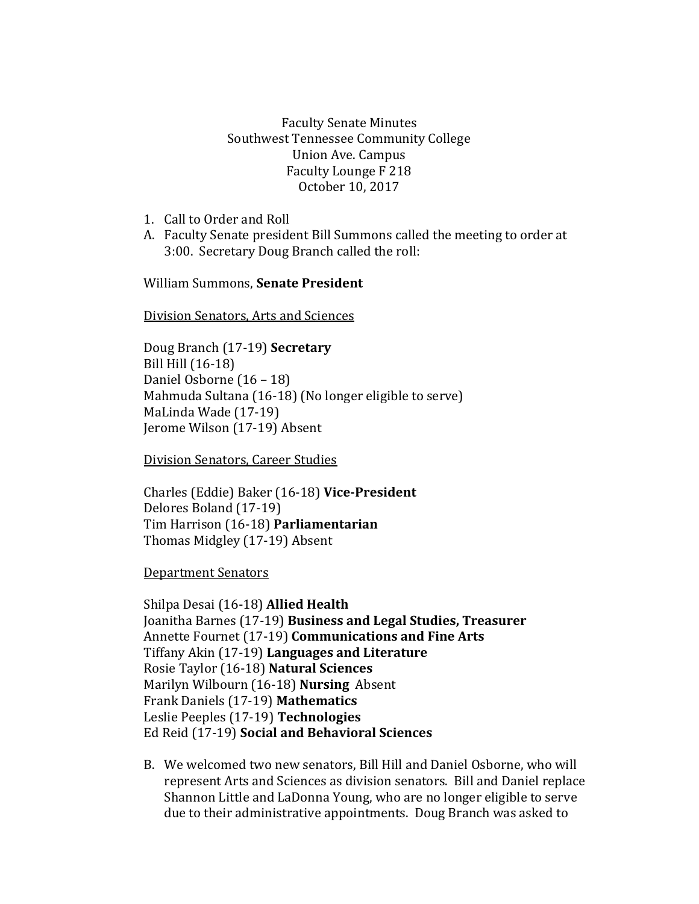Faculty Senate Minutes
Southwest Tennessee Community College
Union Ave. Campus
Faculty Lounge F 218
October 10, 2017

1. Call to Order and Roll

A. Faculty Senate president Bill Summons called the meeting to order at 3:00. Secretary Doug Branch called the roll:

William Summons, **Senate President**

<u>Division Senators, Arts and Sciences</u>

Doug Branch (17-19) **Secretary**
Bill Hill (16-18)
Daniel Osborne (16 – 18)
Mahmuda Sultana (16-18) (No longer eligible to serve)
MaLinda Wade (17-19)
Jerome Wilson (17-19) Absent

<u>Division Senators, Career Studies</u>

Charles (Eddie) Baker (16-18) **Vice-President**
Delores Boland (17-19)
Tim Harrison (16-18) **Parliamentarian**
Thomas Midgley (17-19) Absent

<u>Department Senators</u>

Shilpa Desai (16-18) **Allied Health**
Joanitha Barnes (17-19) **Business and Legal Studies, Treasurer**
Annette Fournet (17-19) **Communications and Fine Arts**
Tiffany Akin (17-19) **Languages and Literature**
Rosie Taylor (16-18) **Natural Sciences**
Marilyn Wilbourn (16-18) **Nursing** Absent
Frank Daniels (17-19) **Mathematics**
Leslie Peeples (17-19) **Technologies**
Ed Reid (17-19) **Social and Behavioral Sciences**

B. We welcomed two new senators, Bill Hill and Daniel Osborne, who will represent Arts and Sciences as division senators. Bill and Daniel replace Shannon Little and LaDonna Young, who are no longer eligible to serve due to their administrative appointments. Doug Branch was asked to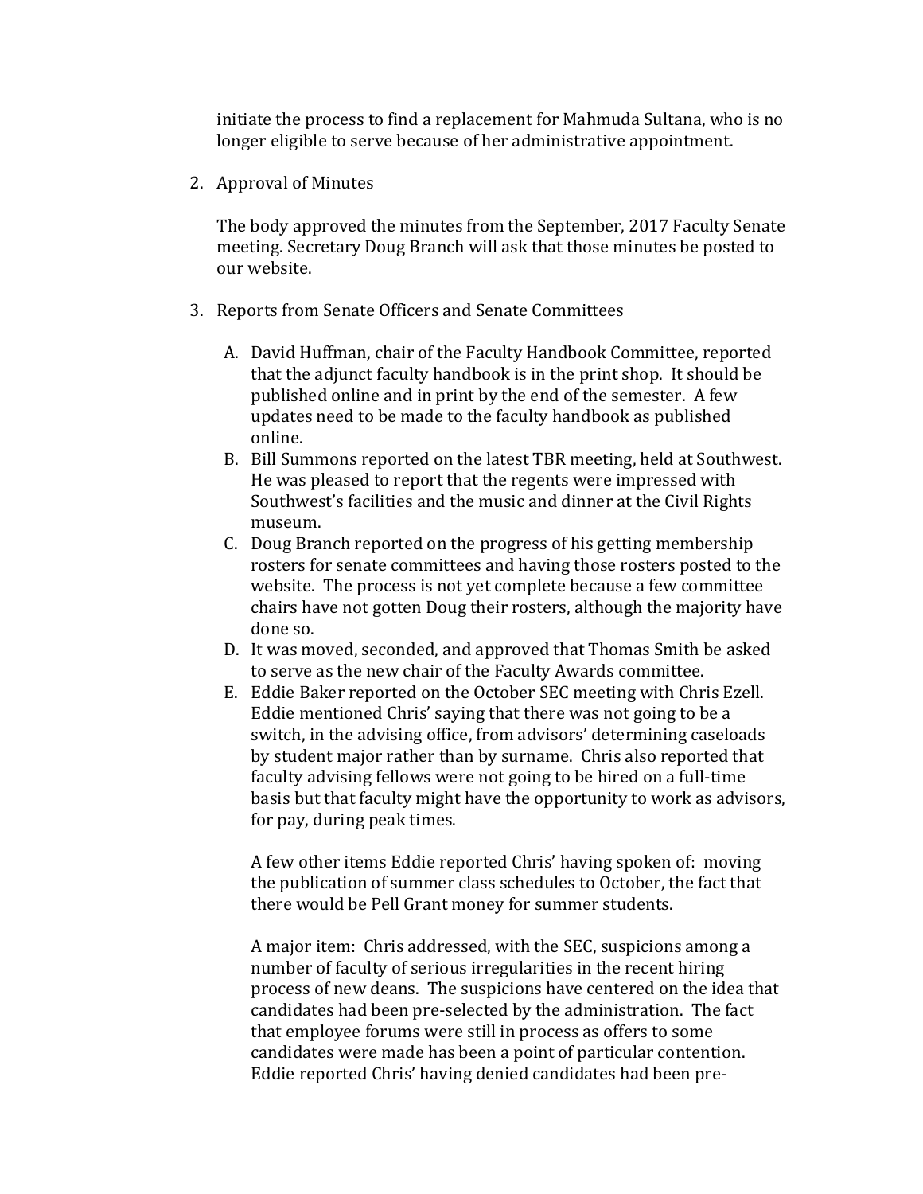initiate the process to find a replacement for Mahmuda Sultana, who is no longer eligible to serve because of her administrative appointment.

2. Approval of Minutes

   The body approved the minutes from the September, 2017 Faculty Senate meeting. Secretary Doug Branch will ask that those minutes be posted to our website.

3. Reports from Senate Officers and Senate Committees

   A. David Huffman, chair of the Faculty Handbook Committee, reported that the adjunct faculty handbook is in the print shop. It should be published online and in print by the end of the semester. A few updates need to be made to the faculty handbook as published online.
   B. Bill Summons reported on the latest TBR meeting, held at Southwest. He was pleased to report that the regents were impressed with Southwest's facilities and the music and dinner at the Civil Rights museum.
   C. Doug Branch reported on the progress of his getting membership rosters for senate committees and having those rosters posted to the website. The process is not yet complete because a few committee chairs have not gotten Doug their rosters, although the majority have done so.
   D. It was moved, seconded, and approved that Thomas Smith be asked to serve as the new chair of the Faculty Awards committee.
   E. Eddie Baker reported on the October SEC meeting with Chris Ezell. Eddie mentioned Chris' saying that there was not going to be a switch, in the advising office, from advisors' determining caseloads by student major rather than by surname. Chris also reported that faculty advising fellows were not going to be hired on a full-time basis but that faculty might have the opportunity to work as advisors, for pay, during peak times.

      A few other items Eddie reported Chris' having spoken of: moving the publication of summer class schedules to October, the fact that there would be Pell Grant money for summer students.

      A major item: Chris addressed, with the SEC, suspicions among a number of faculty of serious irregularities in the recent hiring process of new deans. The suspicions have centered on the idea that candidates had been pre-selected by the administration. The fact that employee forums were still in process as offers to some candidates were made has been a point of particular contention. Eddie reported Chris' having denied candidates had been pre-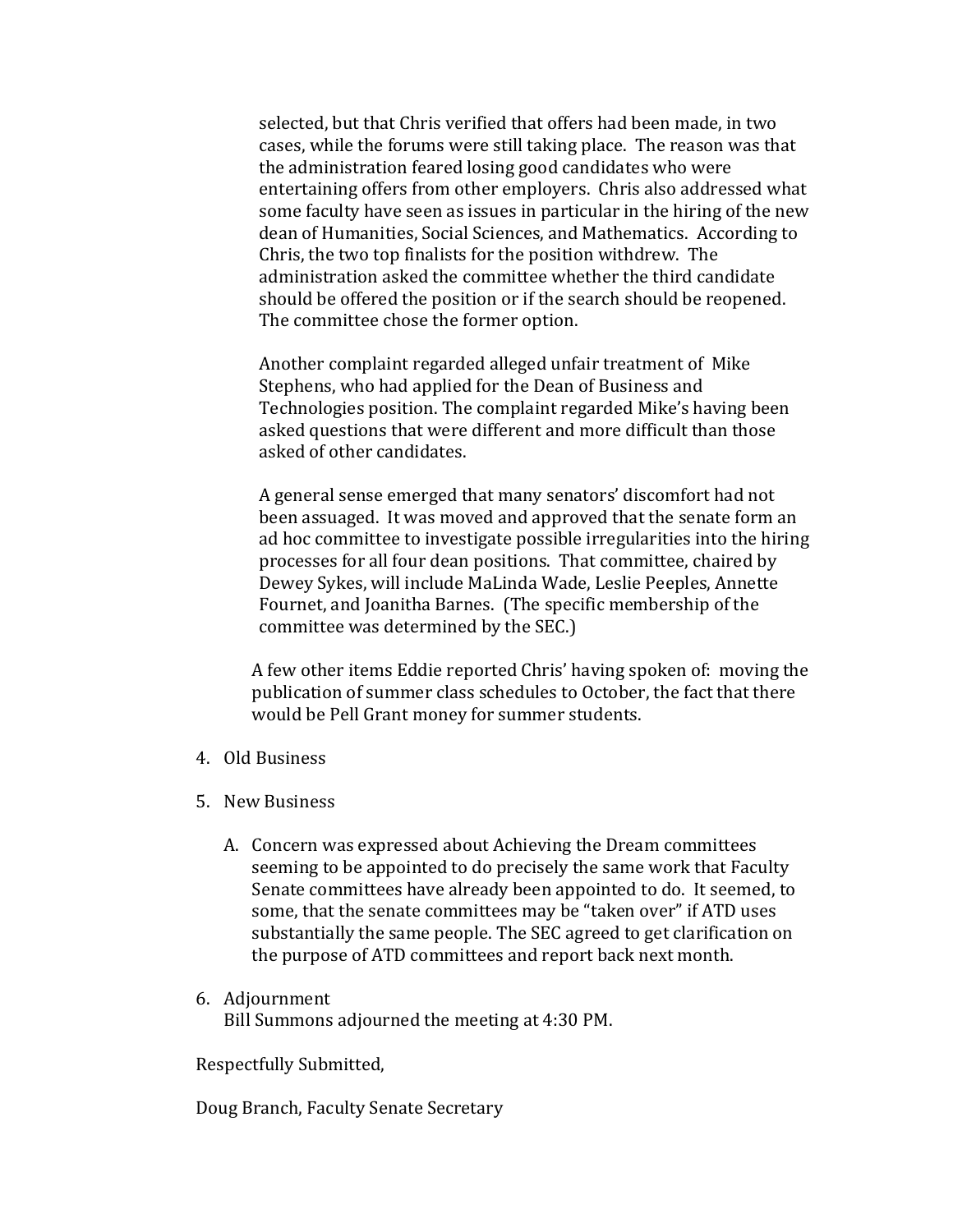selected, but that Chris verified that offers had been made, in two cases, while the forums were still taking place. The reason was that the administration feared losing good candidates who were entertaining offers from other employers. Chris also addressed what some faculty have seen as issues in particular in the hiring of the new dean of Humanities, Social Sciences, and Mathematics. According to Chris, the two top finalists for the position withdrew. The administration asked the committee whether the third candidate should be offered the position or if the search should be reopened. The committee chose the former option.

Another complaint regarded alleged unfair treatment of Mike Stephens, who had applied for the Dean of Business and Technologies position. The complaint regarded Mike's having been asked questions that were different and more difficult than those asked of other candidates.

A general sense emerged that many senators' discomfort had not been assuaged. It was moved and approved that the senate form an ad hoc committee to investigate possible irregularities into the hiring processes for all four dean positions. That committee, chaired by Dewey Sykes, will include MaLinda Wade, Leslie Peeples, Annette Fournet, and Joanitha Barnes. (The specific membership of the committee was determined by the SEC.)

A few other items Eddie reported Chris' having spoken of: moving the publication of summer class schedules to October, the fact that there would be Pell Grant money for summer students.

4. Old Business

5. New Business

   A. Concern was expressed about Achieving the Dream committees seeming to be appointed to do precisely the same work that Faculty Senate committees have already been appointed to do. It seemed, to some, that the senate committees may be "taken over" if ATD uses substantially the same people. The SEC agreed to get clarification on the purpose of ATD committees and report back next month.

6. Adjournment
   Bill Summons adjourned the meeting at 4:30 PM.

Respectfully Submitted,

Doug Branch, Faculty Senate Secretary